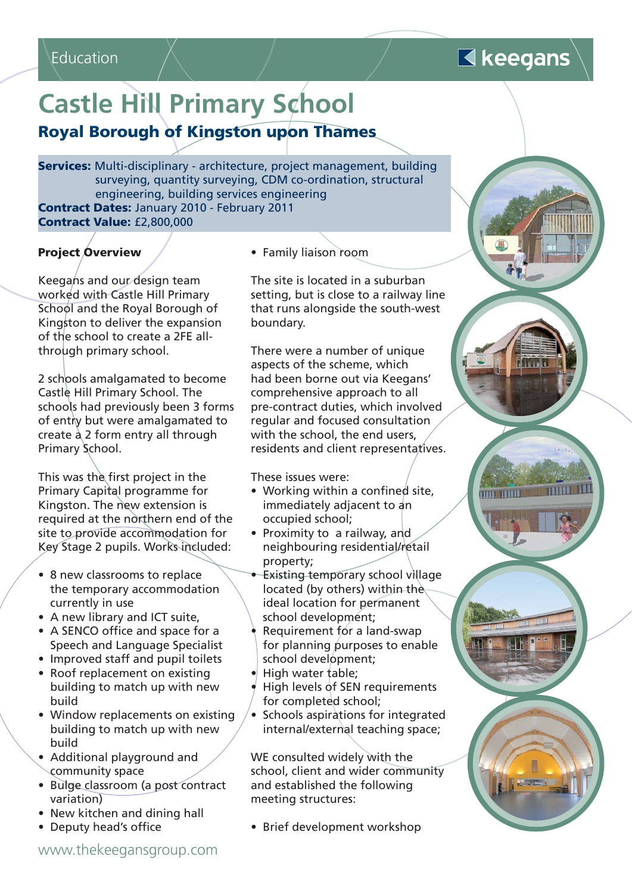Education

# Castle Hill Primary School

## Royal Borough of Kingston upon Thames

**Services:** Multi-disciplinary - architecture, project management, building surveying, quantity surveying, CDM co-ordination, structural engineering, building services engineering
**Contract Dates:** January 2010 - February 2011
**Contract Value:** £2,800,000

### Project Overview

Keegans and our design team worked with Castle Hill Primary School and the Royal Borough of Kingston to deliver the expansion of the school to create a 2FE all-through primary school.

2 schools amalgamated to become Castle Hill Primary School. The schools had previously been 3 forms of entry but were amalgamated to create a 2 form entry all through Primary School.

This was the first project in the Primary Capital programme for Kingston. The new extension is required at the northern end of the site to provide accommodation for Key Stage 2 pupils. Works included:

- 8 new classrooms to replace the temporary accommodation currently in use
- A new library and ICT suite,
- A SENCO office and space for a Speech and Language Specialist
- Improved staff and pupil toilets
- Roof replacement on existing building to match up with new build
- Window replacements on existing building to match up with new build
- Additional playground and community space
- Bulge classroom (a post contract variation)
- New kitchen and dining hall
- Deputy head's office
- Family liaison room

The site is located in a suburban setting, but is close to a railway line that runs alongside the south-west boundary.

There were a number of unique aspects of the scheme, which had been borne out via Keegans' comprehensive approach to all pre-contract duties, which involved regular and focused consultation with the school, the end users, residents and client representatives.

These issues were:

- Working within a confined site, immediately adjacent to an occupied school;
- Proximity to a railway, and neighbouring residential/retail property;
- Existing temporary school village located (by others) within the ideal location for permanent school development;
- Requirement for a land-swap for planning purposes to enable school development;
- High water table;
- High levels of SEN requirements for completed school;
- Schools aspirations for integrated internal/external teaching space;

WE consulted widely with the school, client and wider community and established the following meeting structures:

- Brief development workshop

www.thekeegansgroup.com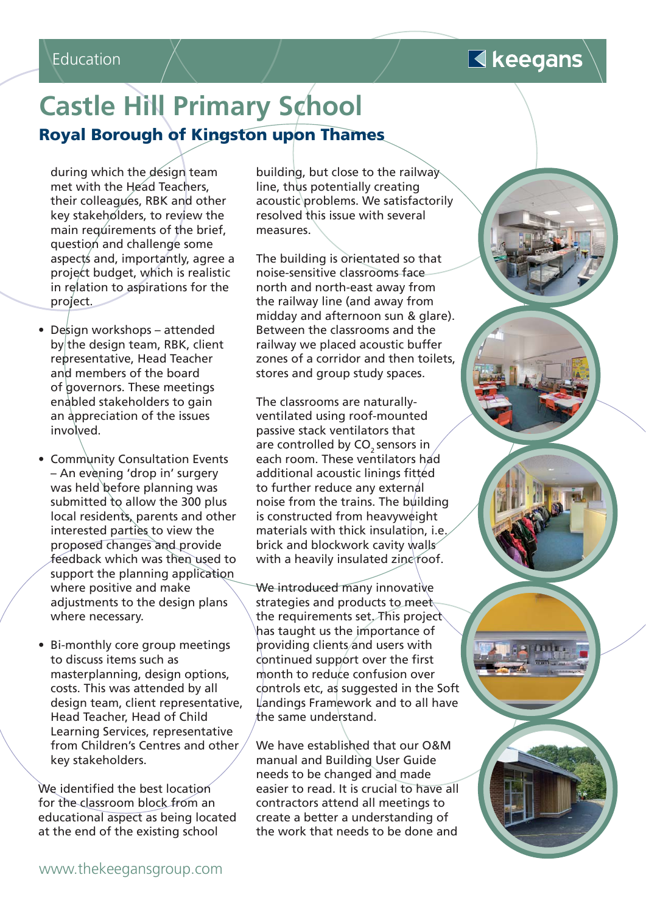# Castle Hill Primary School

## Royal Borough of Kingston upon Thames

during which the design team met with the Head Teachers, their colleagues, RBK and other key stakeholders, to review the main requirements of the brief, question and challenge some aspects and, importantly, agree a project budget, which is realistic in relation to aspirations for the project.

- Design workshops – attended by the design team, RBK, client representative, Head Teacher and members of the board of governors. These meetings enabled stakeholders to gain an appreciation of the issues involved.
- Community Consultation Events – An evening 'drop in' surgery was held before planning was submitted to allow the 300 plus local residents, parents and other interested parties to view the proposed changes and provide feedback which was then used to support the planning application where positive and make adjustments to the design plans where necessary.
- Bi-monthly core group meetings to discuss items such as masterplanning, design options, costs. This was attended by all design team, client representative, Head Teacher, Head of Child Learning Services, representative from Children's Centres and other key stakeholders.

We identified the best location for the classroom block from an educational aspect as being located at the end of the existing school building, but close to the railway line, thus potentially creating acoustic problems. We satisfactorily resolved this issue with several measures.

The building is orientated so that noise-sensitive classrooms face north and north-east away from the railway line (and away from midday and afternoon sun & glare). Between the classrooms and the railway we placed acoustic buffer zones of a corridor and then toilets, stores and group study spaces.

The classrooms are naturally-ventilated using roof-mounted passive stack ventilators that are controlled by $CO_2$ sensors in each room. These ventilators had additional acoustic linings fitted to further reduce any external noise from the trains. The building is constructed from heavyweight materials with thick insulation, i.e. brick and blockwork cavity walls with a heavily insulated zinc roof.

We introduced many innovative strategies and products to meet the requirements set. This project has taught us the importance of providing clients and users with continued support over the first month to reduce confusion over controls etc, as suggested in the Soft Landings Framework and to all have the same understand.

We have established that our O&M manual and Building User Guide needs to be changed and made easier to read. It is crucial to have all contractors attend all meetings to create a better a understanding of the work that needs to be done and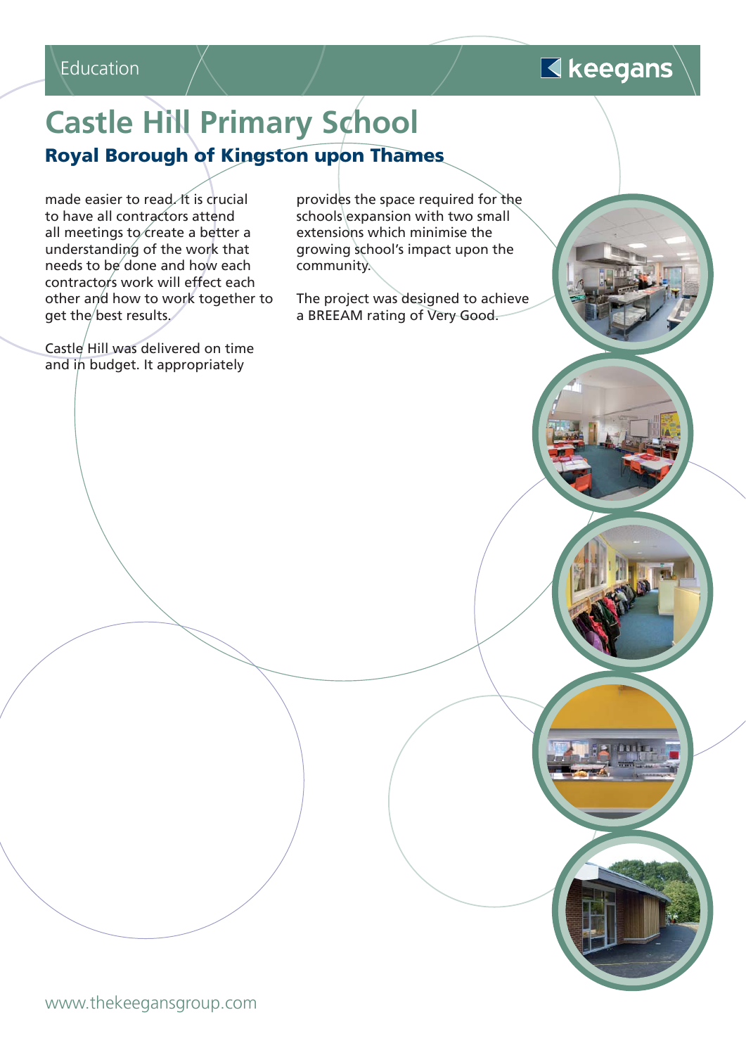# Castle Hill Primary School

## Royal Borough of Kingston upon Thames

made easier to read. It is crucial to have all contractors attend all meetings to create a better a understanding of the work that needs to be done and how each contractors work will effect each other and how to work together to get the best results.

Castle Hill was delivered on time and in budget. It appropriately provides the space required for the schools expansion with two small extensions which minimise the growing school's impact upon the community.

The project was designed to achieve a BREEAM rating of Very Good.